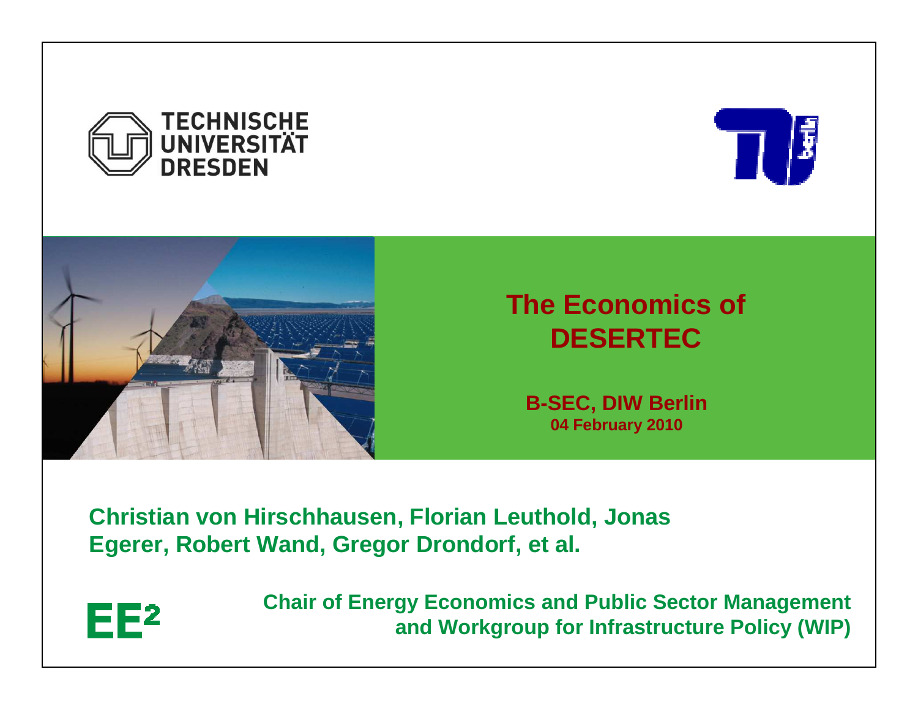TECHNISCHE UNIVERSITÄT DRESDEN

# The Economics of DESERTEC

**B-SEC, DIW Berlin**
**04 February 2010**

**Christian von Hirschhausen, Florian Leuthold, Jonas Egerer, Robert Wand, Gregor Drondorf, et al.**

EE²

**Chair of Energy Economics and Public Sector Management and Workgroup for Infrastructure Policy (WIP)**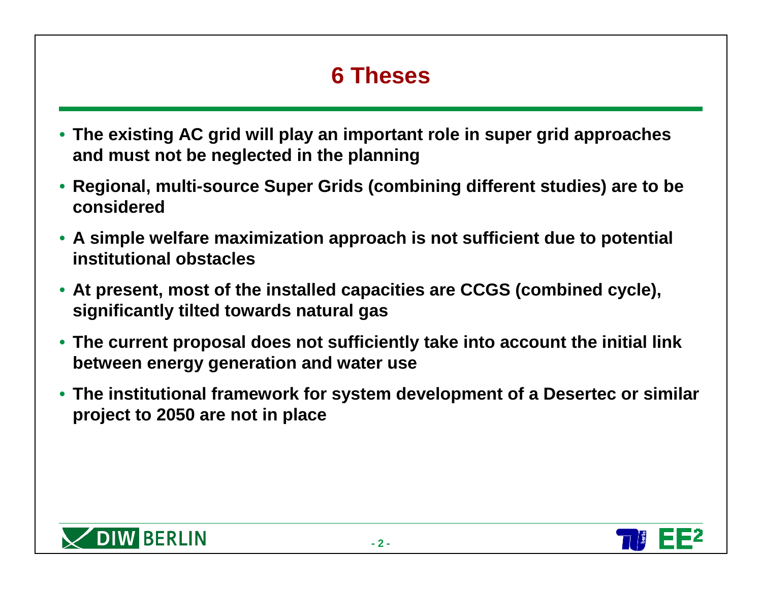# 6 Theses

- **The existing AC grid will play an important role in super grid approaches and must not be neglected in the planning**
- **Regional, multi-source Super Grids (combining different studies) are to be considered**
- **A simple welfare maximization approach is not sufficient due to potential institutional obstacles**
- **At present, most of the installed capacities are CCGS (combined cycle), significantly tilted towards natural gas**
- **The current proposal does not sufficiently take into account the initial link between energy generation and water use**
- **The institutional framework for system development of a Desertec or similar project to 2050 are not in place**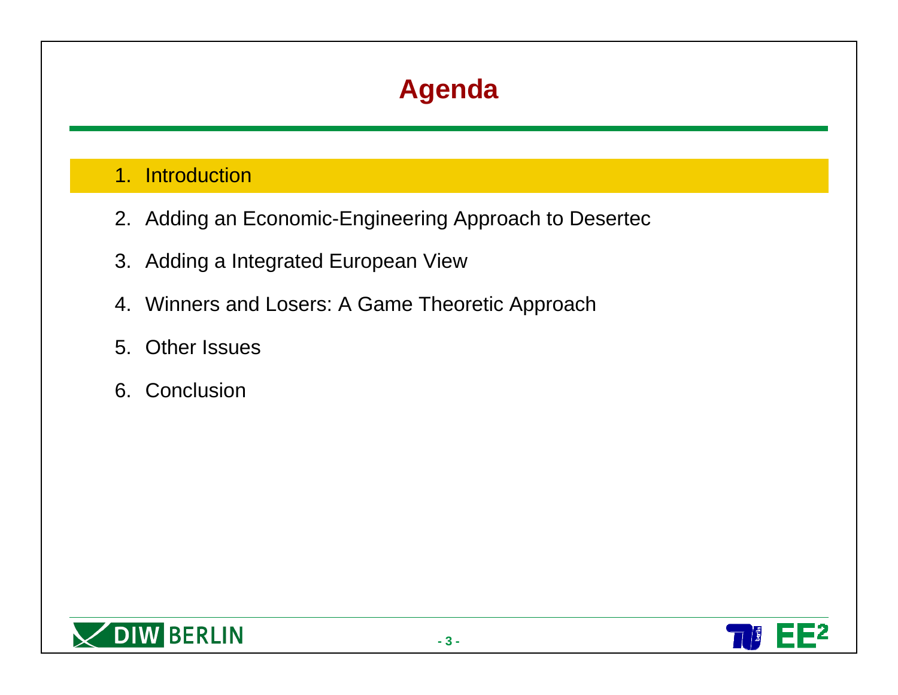# Agenda

1. Introduction
2. Adding an Economic-Engineering Approach to Desertec
3. Adding a Integrated European View
4. Winners and Losers: A Game Theoretic Approach
5. Other Issues
6. Conclusion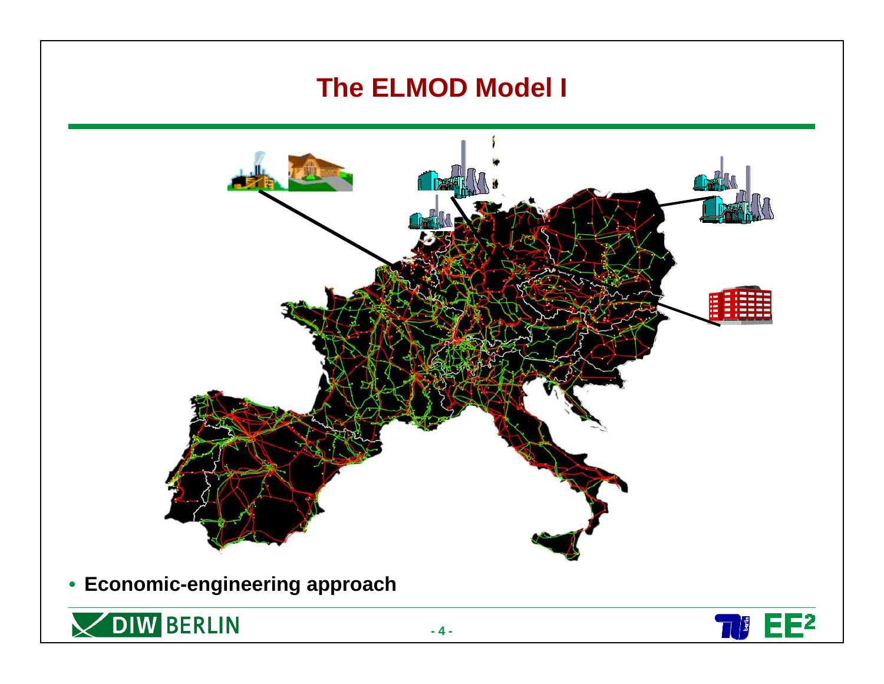# The ELMOD Model I

- **Economic-engineering approach**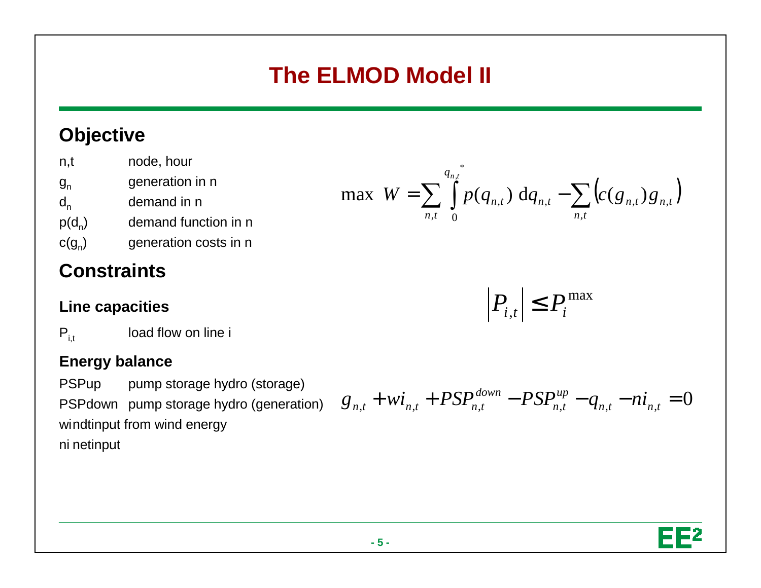# The ELMOD Model II

## Objective

| | |
|---|---|
| n,t | node, hour |
| $g_n$ | generation in n |
| $d_n$ | demand in n |
| $p(d_n)$ | demand function in n |
| $c(g_n)$ | generation costs in n |

$$\max\ W = \sum_{n,t} \int_0^{q_{n,t}^*} p(q_{n,t})\ \mathrm{d}q_{n,t} - \sum_{n,t} \left( c(g_{n,t}) g_{n,t} \right)$$

## Constraints

### Line capacities

$P_{i,t}$ load flow on line i

$$\left| P_{i,t} \right| \leq P_i^{\max}$$

### Energy balance

| | |
|---|---|
| PSPup | pump storage hydro (storage) |
| PSPdown | pump storage hydro (generation) |

windtinput from wind energy

ni netinput

$$g_{n,t} + wi_{n,t} + PSP_{n,t}^{down} - PSP_{n,t}^{up} - q_{n,t} - ni_{n,t} = 0$$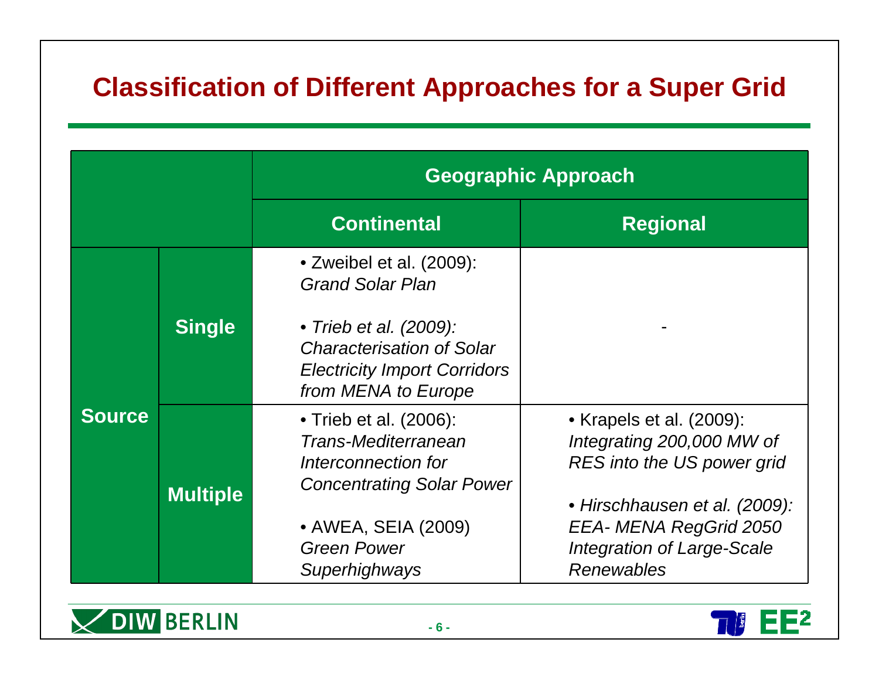# Classification of Different Approaches for a Super Grid

| | | Geographic Approach | |
|---|---|---|---|
| | | **Continental** | **Regional** |
| **Source** | **Single** | • Zweibel et al. (2009): *Grand Solar Plan*<br><br>• *Trieb et al. (2009): Characterisation of Solar Electricity Import Corridors from MENA to Europe* | - |
| | **Multiple** | • Trieb et al. (2006): *Trans-Mediterranean Interconnection for Concentrating Solar Power*<br><br>• AWEA, SEIA (2009) *Green Power Superhighways* | • Krapels et al. (2009): *Integrating 200,000 MW of RES into the US power grid*<br><br>• *Hirschhausen et al. (2009): EEA- MENA RegGrid 2050 Integration of Large-Scale Renewables* |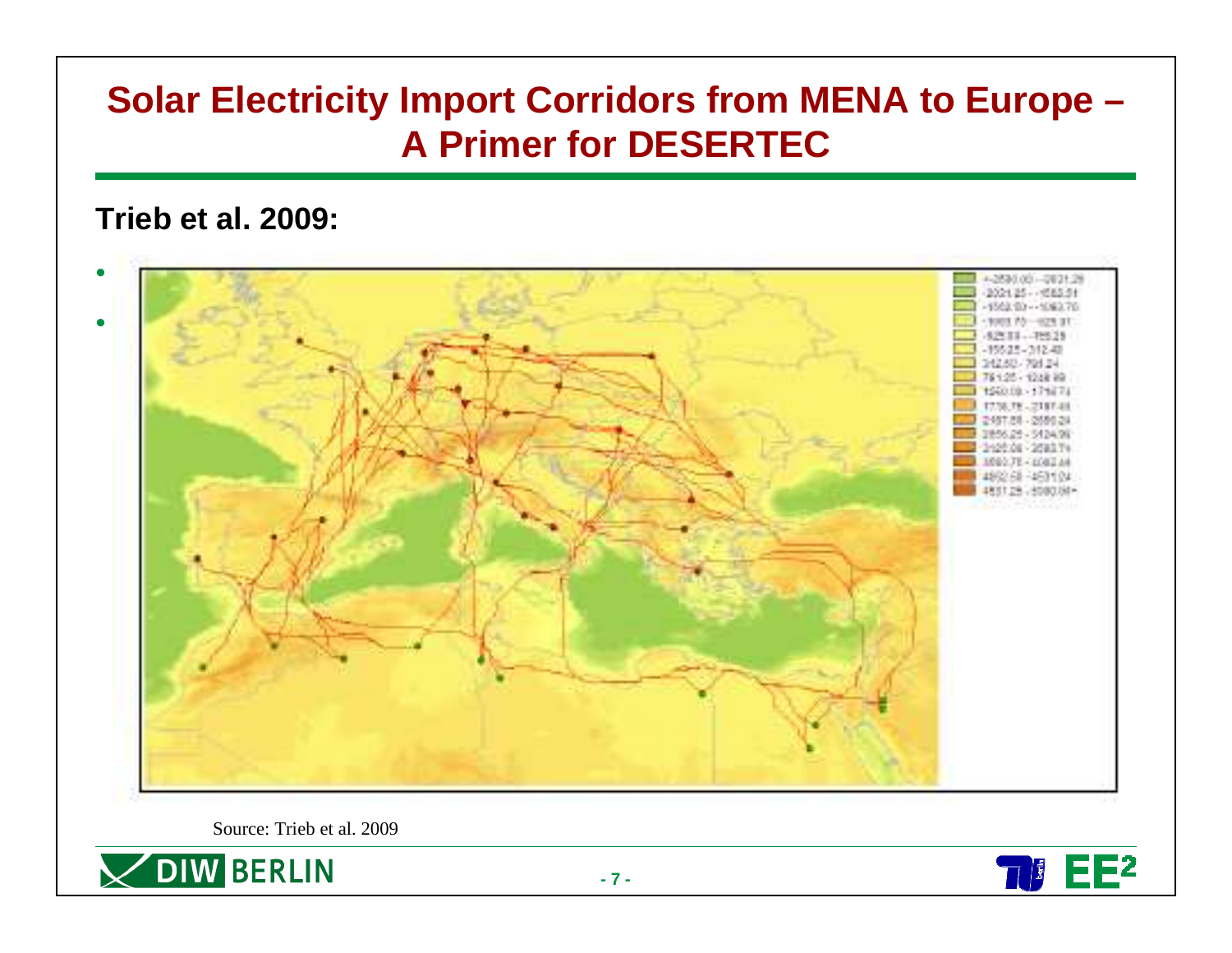# Solar Electricity Import Corridors from MENA to Europe – A Primer for DESERTEC

## Trieb et al. 2009:

Source: Trieb et al. 2009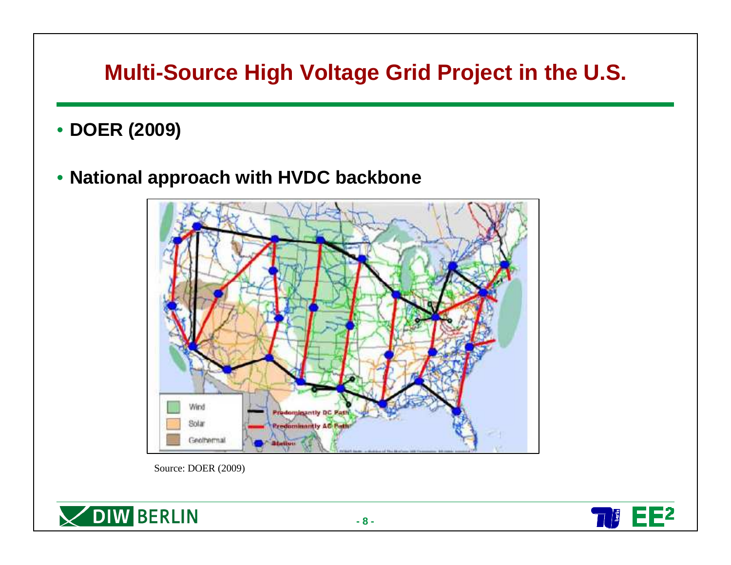# Multi-Source High Voltage Grid Project in the U.S.

- **DOER (2009)**
- **National approach with HVDC backbone**

Source: DOER (2009)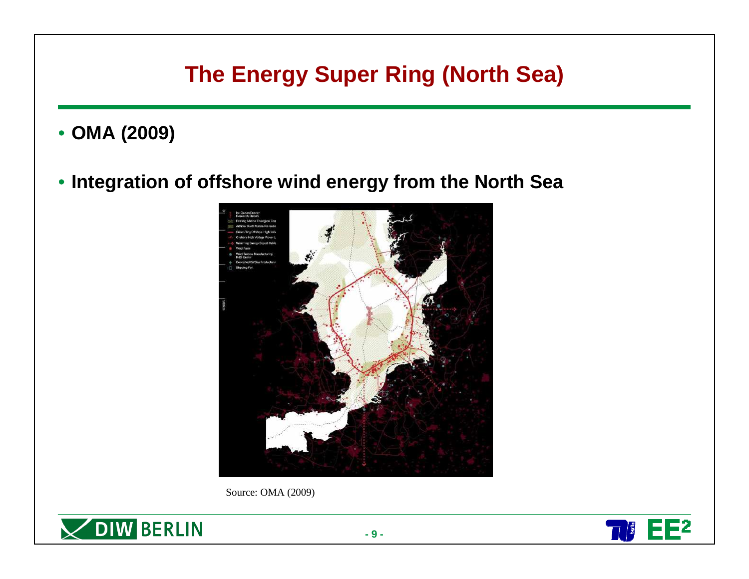# The Energy Super Ring (North Sea)

- **OMA (2009)**
- **Integration of offshore wind energy from the North Sea**

Source: OMA (2009)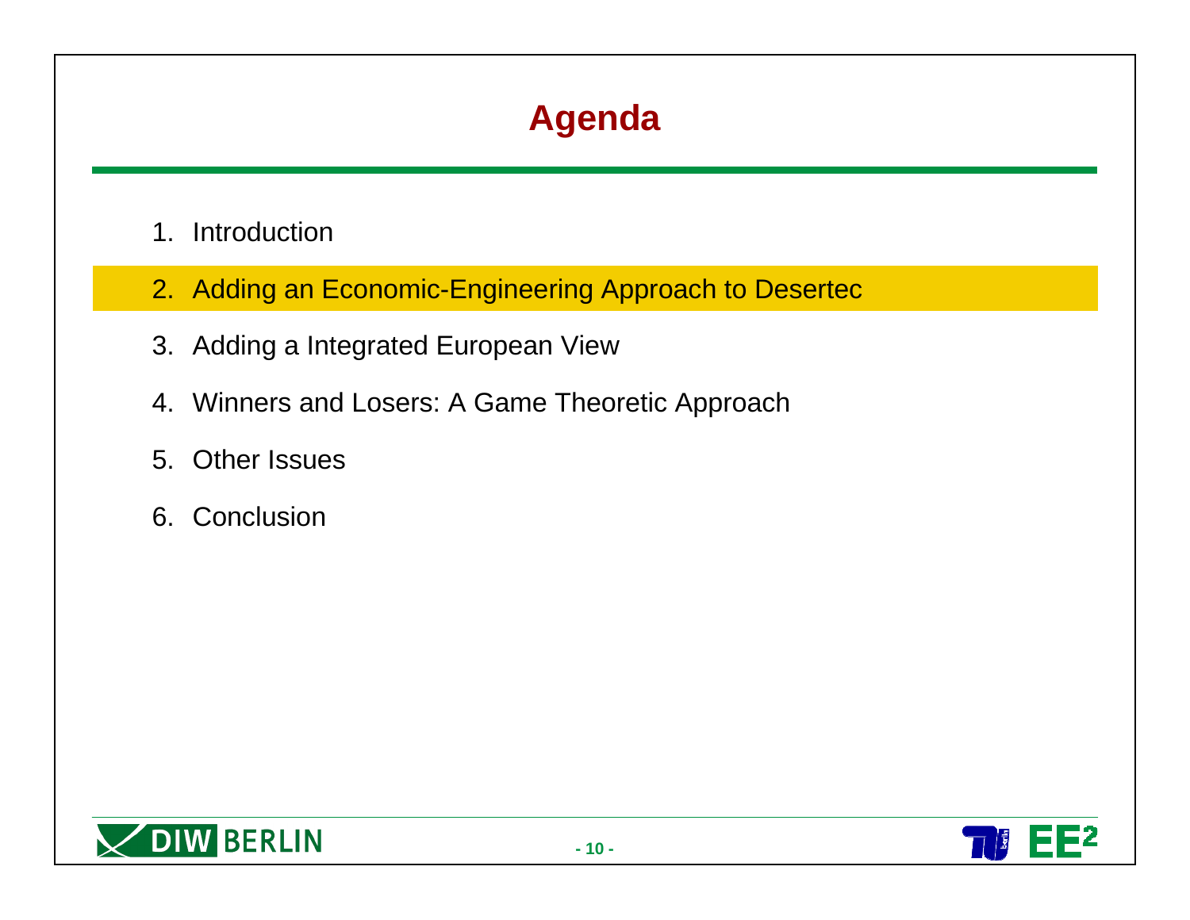# Agenda

1. Introduction
2. Adding an Economic-Engineering Approach to Desertec
3. Adding a Integrated European View
4. Winners and Losers: A Game Theoretic Approach
5. Other Issues
6. Conclusion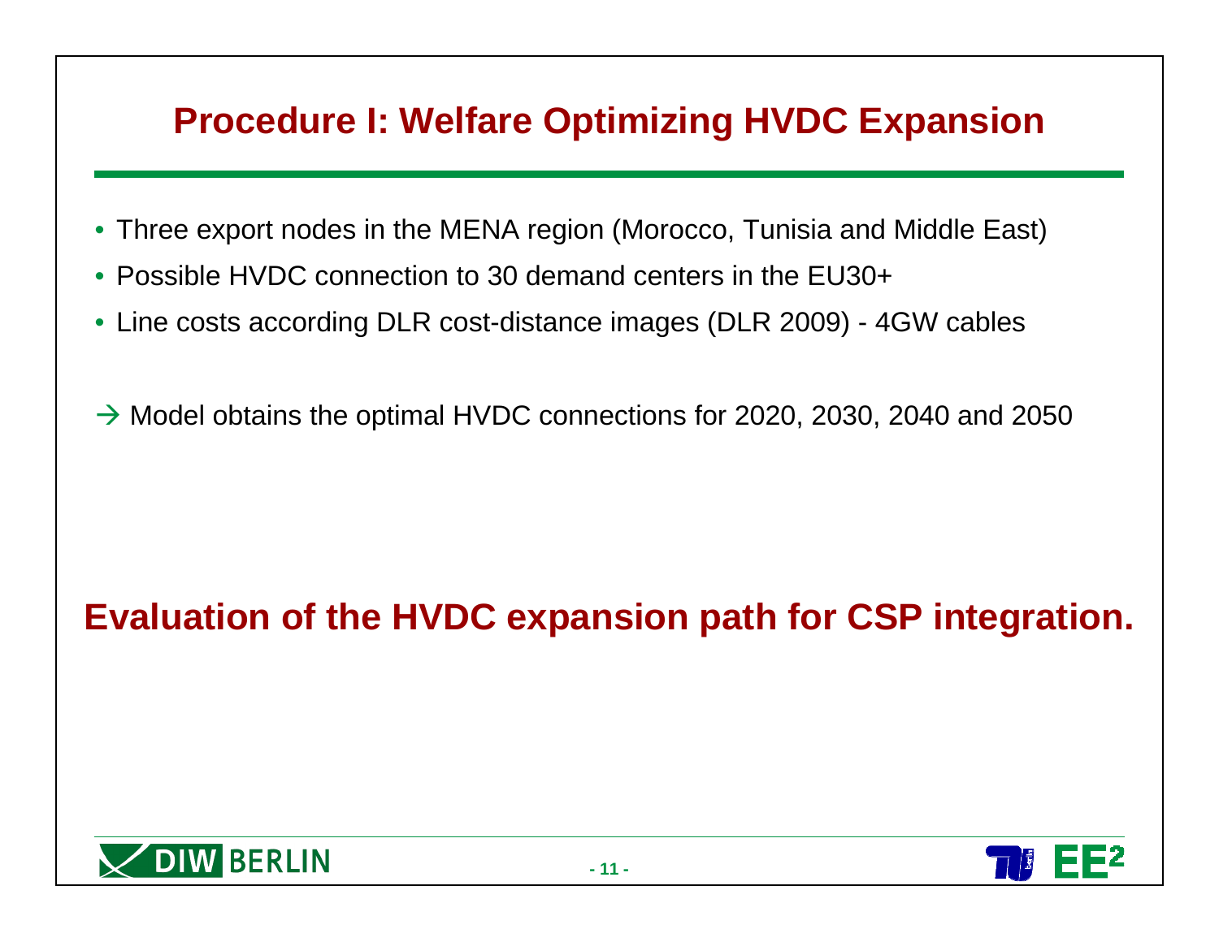# Procedure I: Welfare Optimizing HVDC Expansion

- Three export nodes in the MENA region (Morocco, Tunisia and Middle East)
- Possible HVDC connection to 30 demand centers in the EU30+
- Line costs according DLR cost-distance images (DLR 2009) - 4GW cables

→ Model obtains the optimal HVDC connections for 2020, 2030, 2040 and 2050

**Evaluation of the HVDC expansion path for CSP integration.**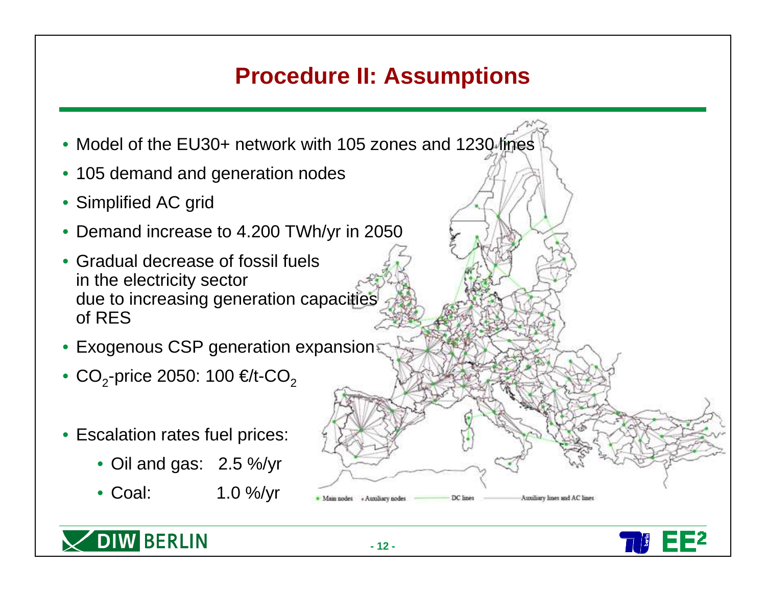# Procedure II: Assumptions

- Model of the EU30+ network with 105 zones and 1230 lines
- 105 demand and generation nodes
- Simplified AC grid
- Demand increase to 4.200 TWh/yr in 2050
- Gradual decrease of fossil fuels in the electricity sector due to increasing generation capacities of RES
- Exogenous CSP generation expansion
- $CO_2$-price 2050: 100 €/t-$CO_2$
- Escalation rates fuel prices:
  - Oil and gas: 2.5 %/yr
  - Coal: 1.0 %/yr

Main nodes · Auxiliary nodes · DC lines · Auxiliary lines and AC lines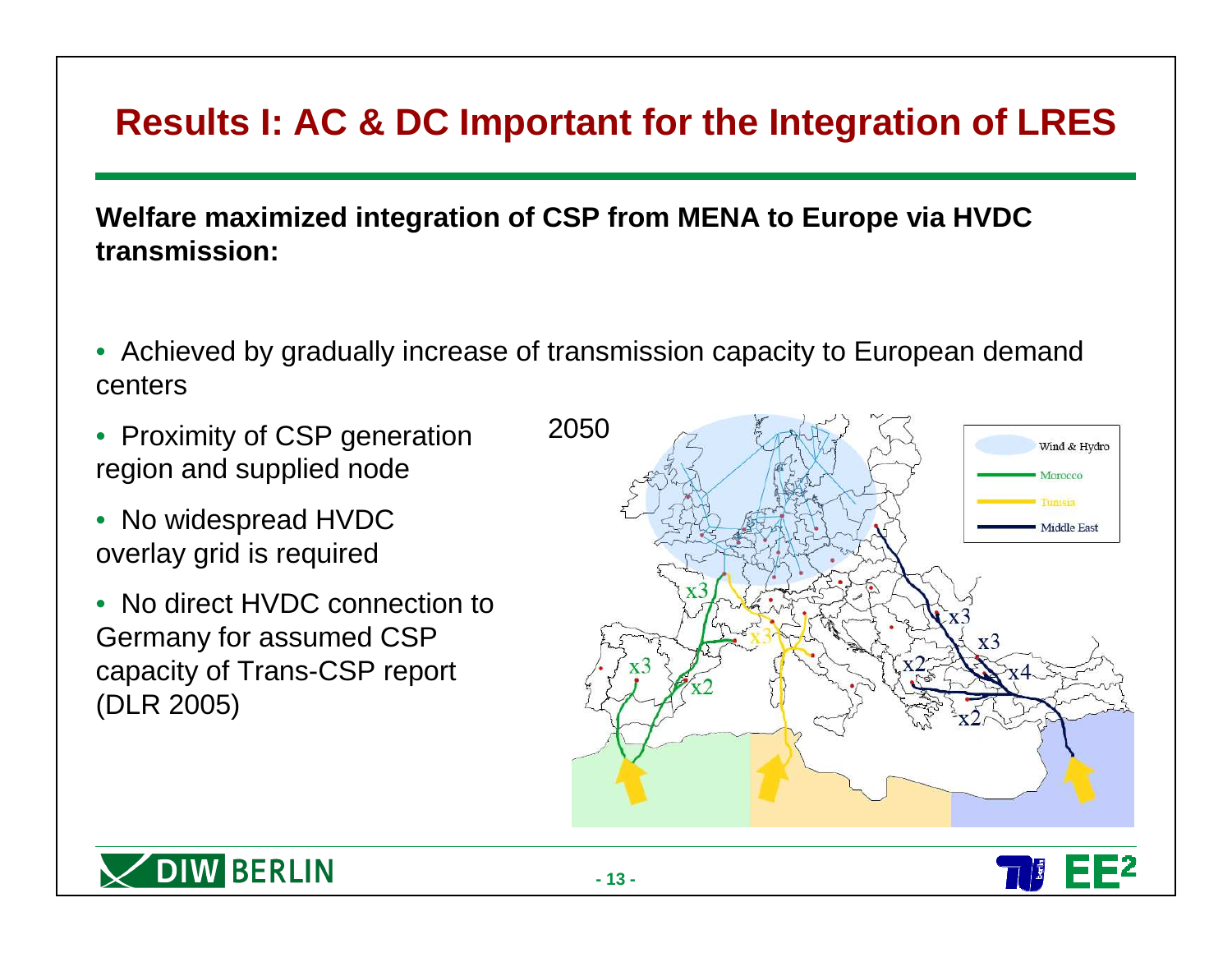# Results I: AC & DC Important for the Integration of LRES

**Welfare maximized integration of CSP from MENA to Europe via HVDC transmission:**

- Achieved by gradually increase of transmission capacity to European demand centers
- Proximity of CSP generation region and supplied node
- No widespread HVDC overlay grid is required
- No direct HVDC connection to Germany for assumed CSP capacity of Trans-CSP report (DLR 2005)

2050

Wind & Hydro
Morocco
Tunisia
Middle East

x3, x3, x2, x3, x3, x3, x2, x4, x2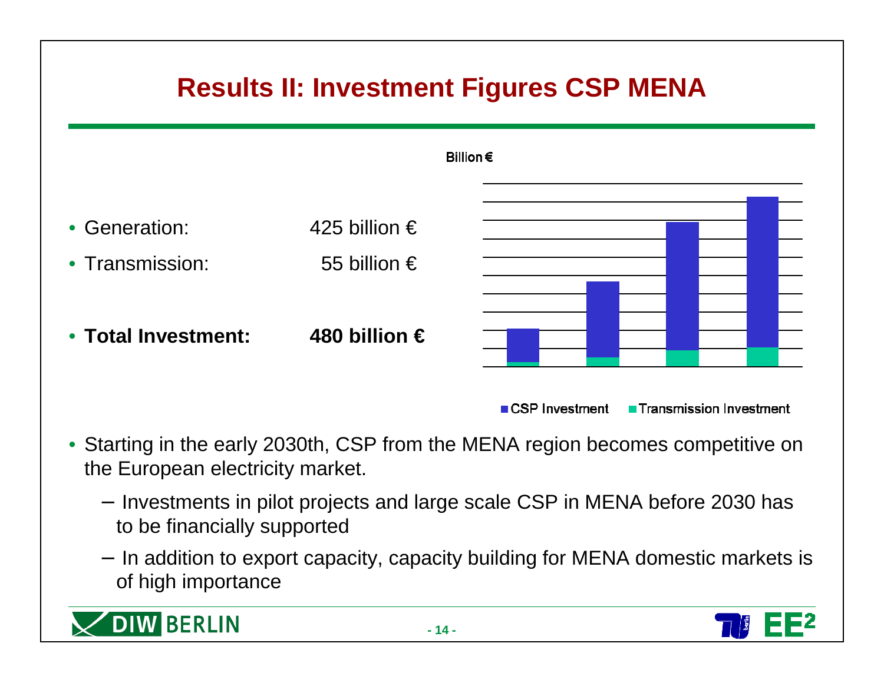# Results II: Investment Figures CSP MENA

- Generation: 425 billion €
- Transmission: 55 billion €
- **Total Investment: 480 billion €**

Billion €

■ CSP Investment ■ Transmission Investment

- Starting in the early 2030th, CSP from the MENA region becomes competitive on the European electricity market.
  - Investments in pilot projects and large scale CSP in MENA before 2030 has to be financially supported
  - In addition to export capacity, capacity building for MENA domestic markets is of high importance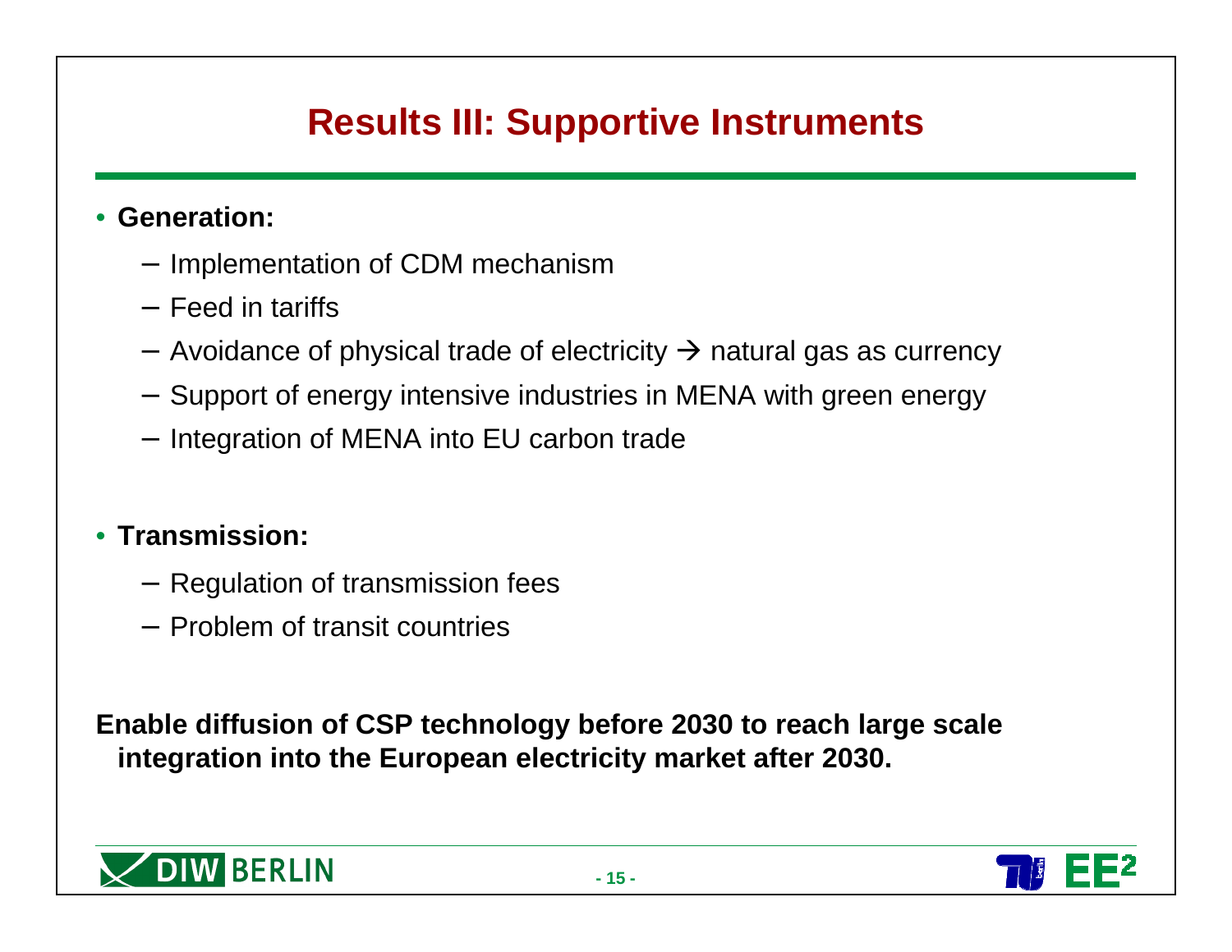# Results III: Supportive Instruments

- **Generation:**
  - Implementation of CDM mechanism
  - Feed in tariffs
  - Avoidance of physical trade of electricity → natural gas as currency
  - Support of energy intensive industries in MENA with green energy
  - Integration of MENA into EU carbon trade

- **Transmission:**
  - Regulation of transmission fees
  - Problem of transit countries

**Enable diffusion of CSP technology before 2030 to reach large scale integration into the European electricity market after 2030.**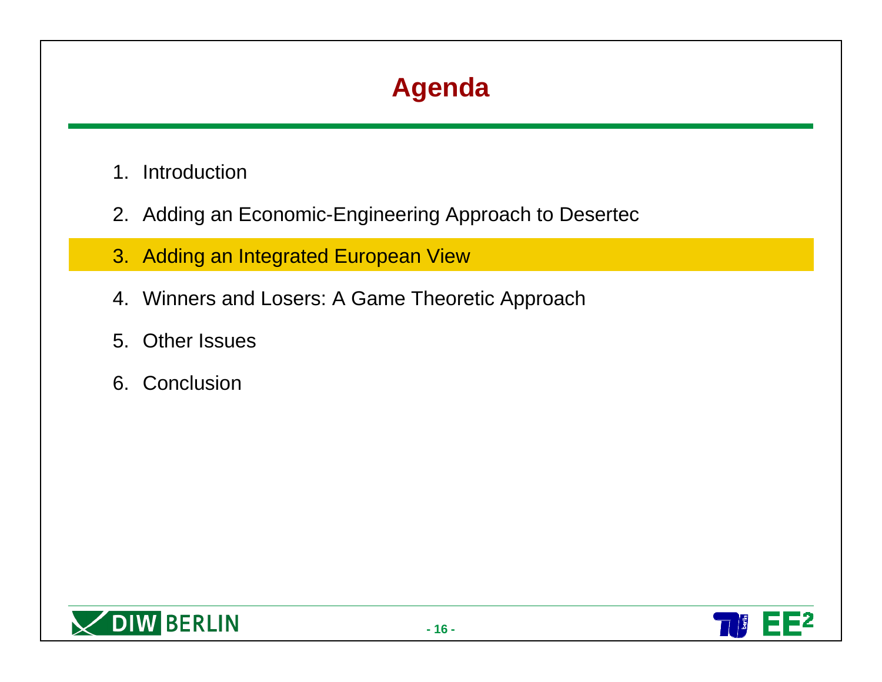# Agenda

1. Introduction
2. Adding an Economic-Engineering Approach to Desertec
3. **Adding an Integrated European View**
4. Winners and Losers: A Game Theoretic Approach
5. Other Issues
6. Conclusion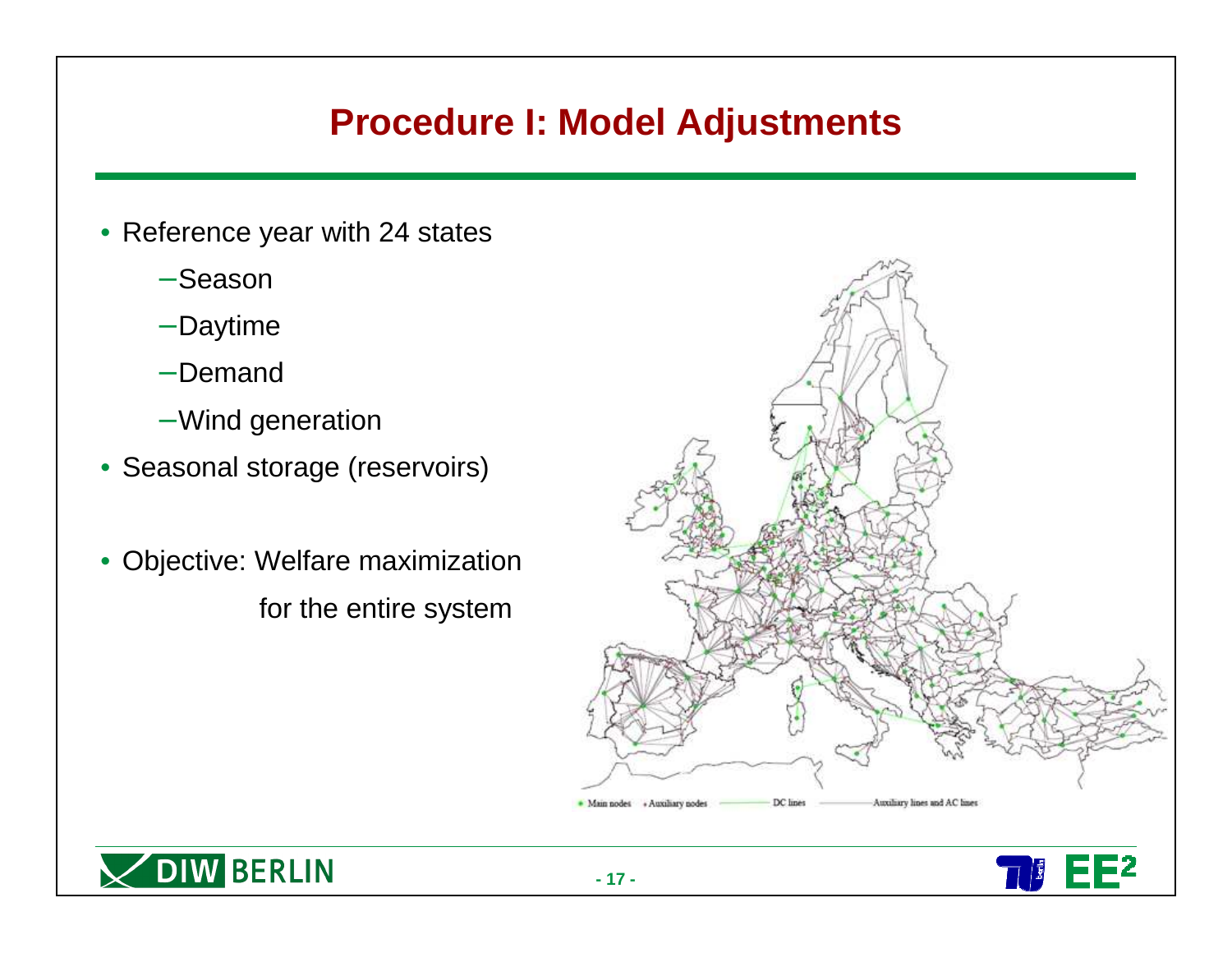# Procedure I: Model Adjustments

- Reference year with 24 states
  - Season
  - Daytime
  - Demand
  - Wind generation
- Seasonal storage (reservoirs)
- Objective: Welfare maximization for the entire system

Main nodes · Auxiliary nodes — DC lines — Auxiliary lines and AC lines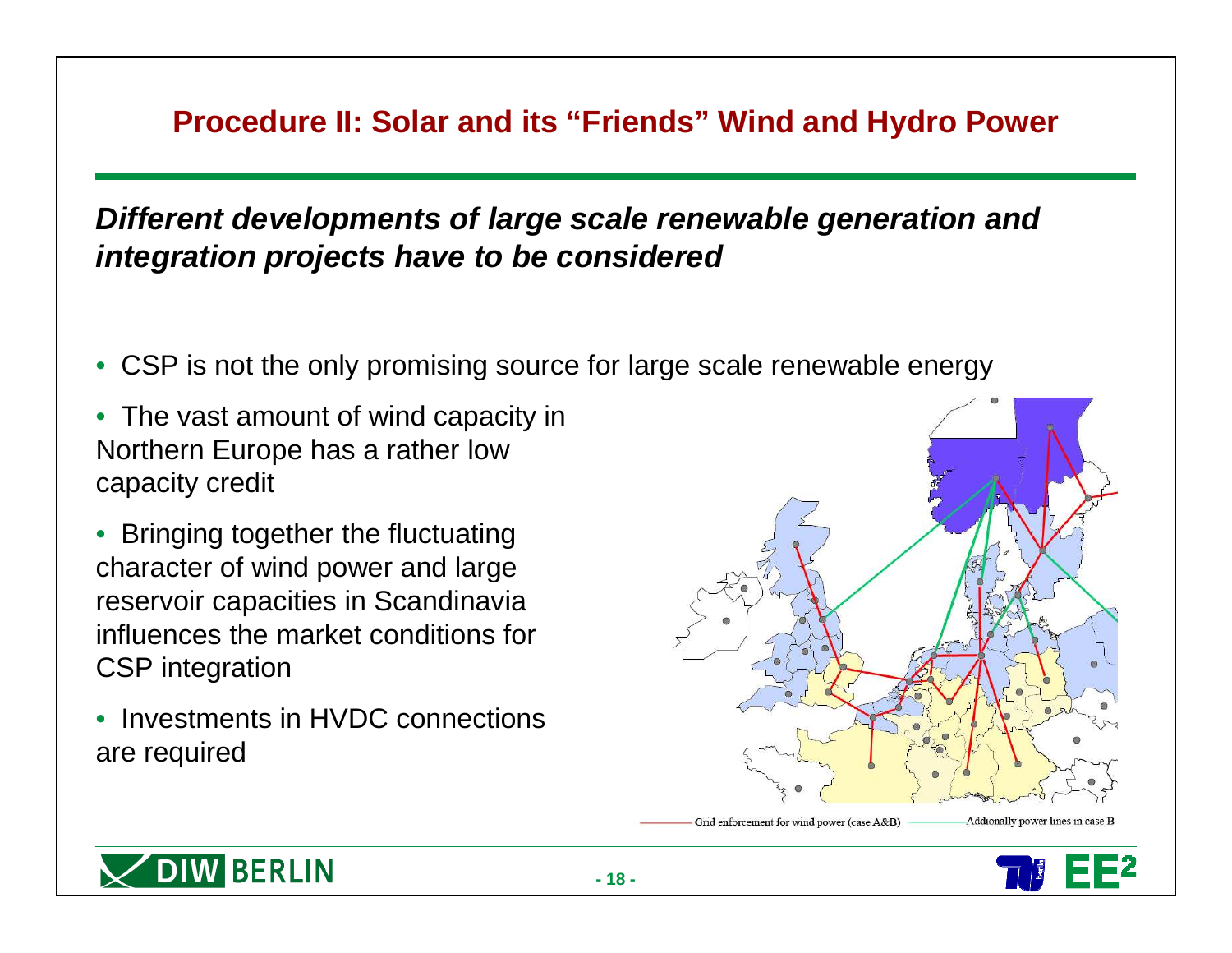# Procedure II: Solar and its "Friends" Wind and Hydro Power

***Different developments of large scale renewable generation and integration projects have to be considered***

- CSP is not the only promising source for large scale renewable energy
- The vast amount of wind capacity in Northern Europe has a rather low capacity credit
- Bringing together the fluctuating character of wind power and large reservoir capacities in Scandinavia influences the market conditions for CSP integration
- Investments in HVDC connections are required

Grid enforcement for wind power (case A&B) — Addionally power lines in case B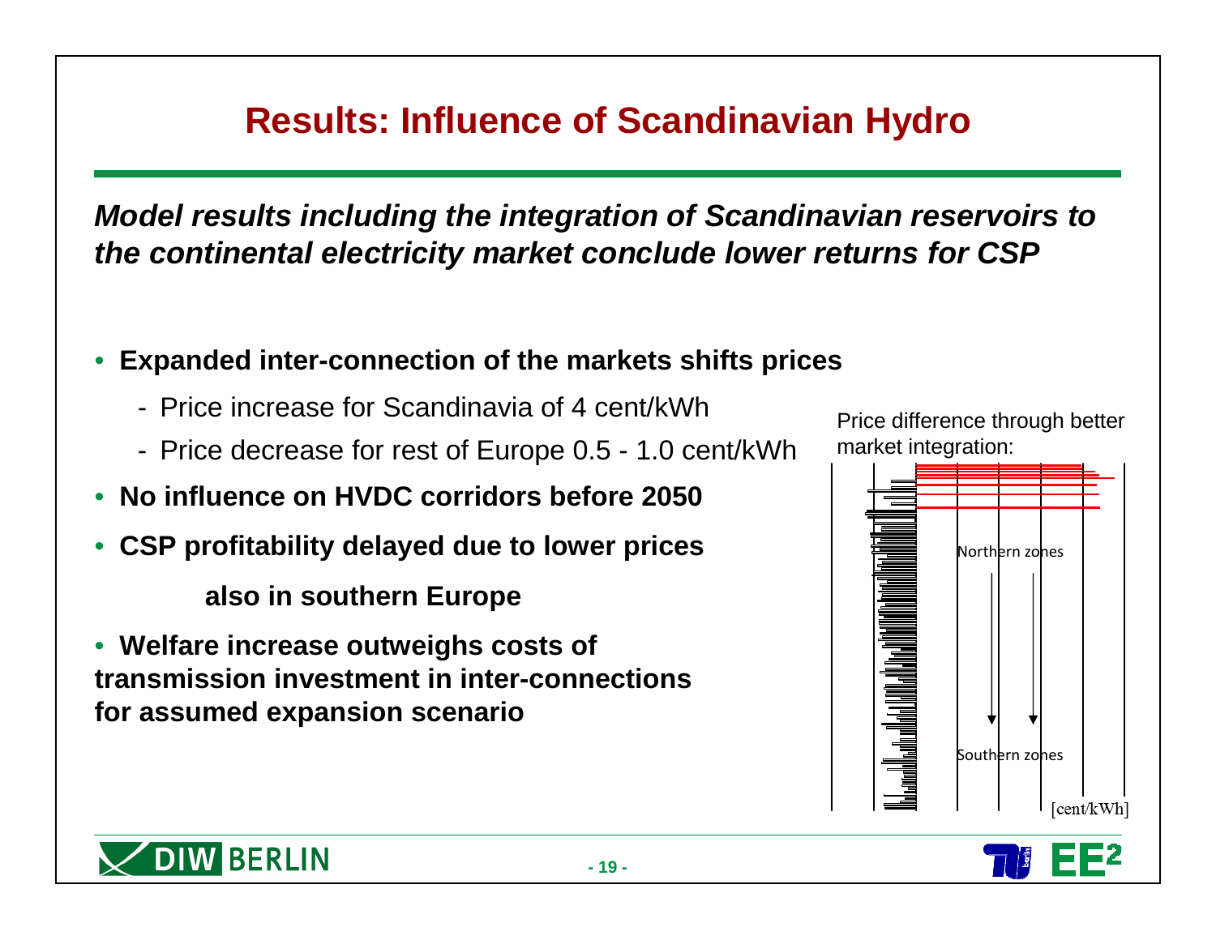# Results: Influence of Scandinavian Hydro

***Model results including the integration of Scandinavian reservoirs to the continental electricity market conclude lower returns for CSP***

- **Expanded inter-connection of the markets shifts prices**
  - Price increase for Scandinavia of 4 cent/kWh
  - Price decrease for rest of Europe 0.5 - 1.0 cent/kWh
- **No influence on HVDC corridors before 2050**
- **CSP profitability delayed due to lower prices also in southern Europe**
- **Welfare increase outweighs costs of transmission investment in inter-connections for assumed expansion scenario**

Price difference through better market integration:

Northern zones

Southern zones

[cent/kWh]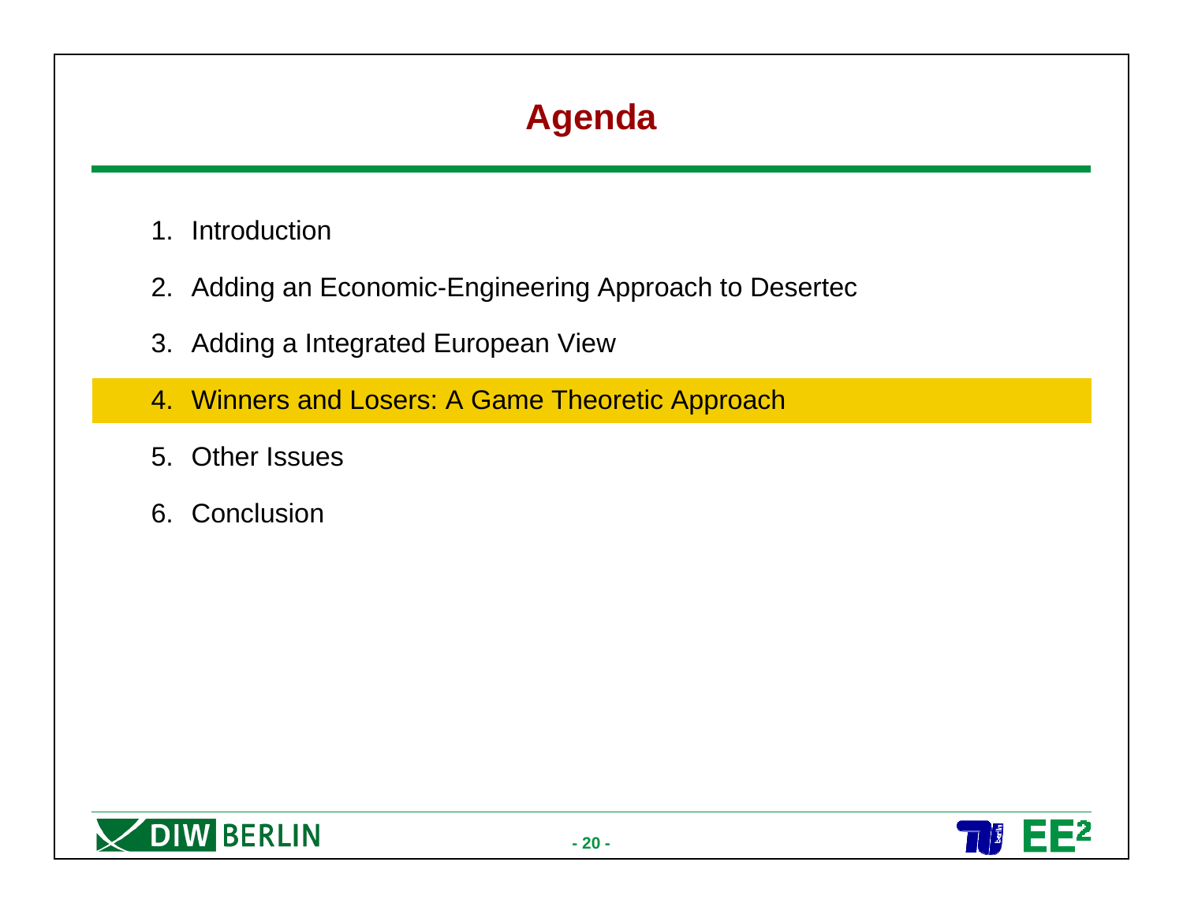# Agenda

1. Introduction
2. Adding an Economic-Engineering Approach to Desertec
3. Adding a Integrated European View
4. **Winners and Losers: A Game Theoretic Approach**
5. Other Issues
6. Conclusion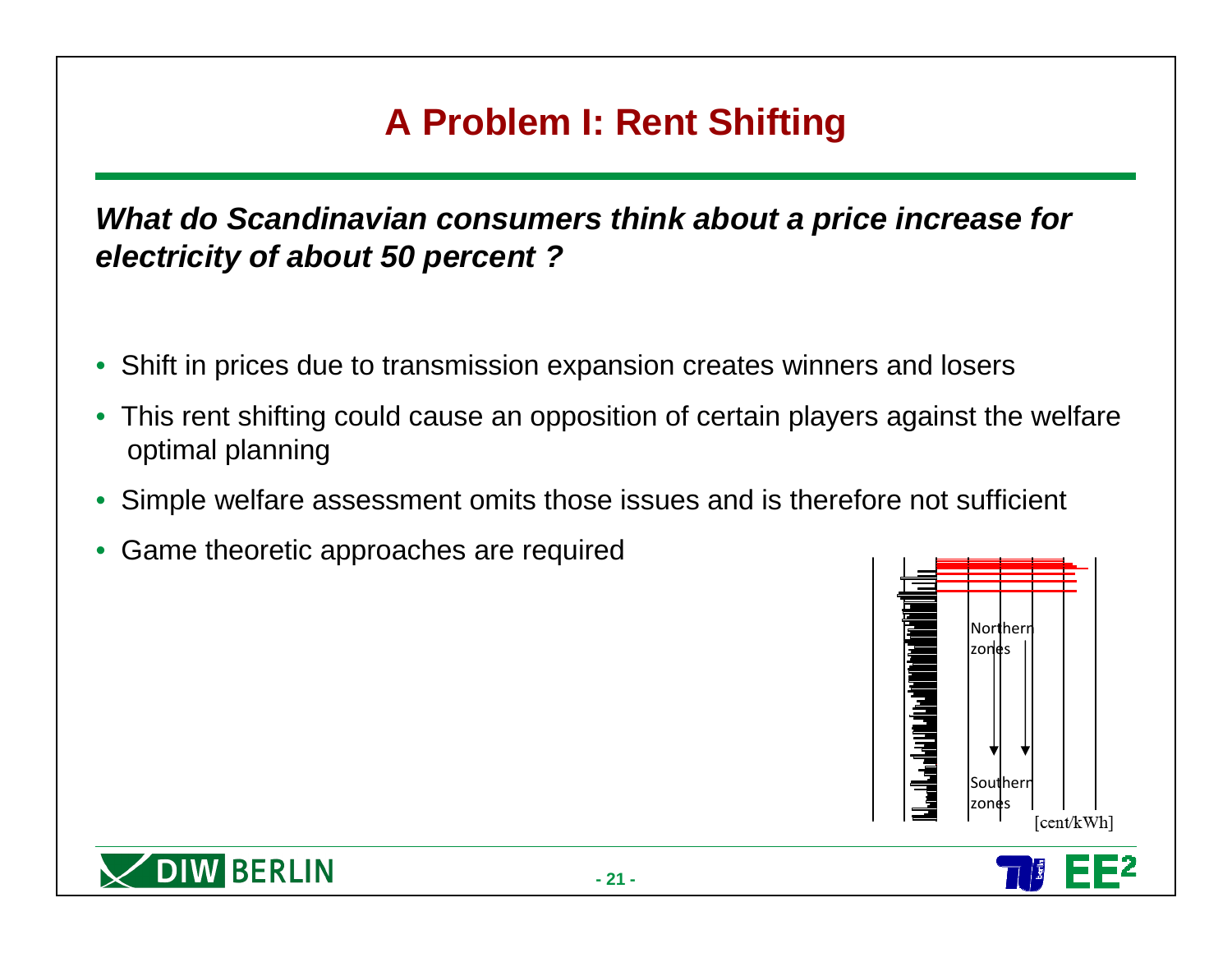# A Problem I: Rent Shifting

***What do Scandinavian consumers think about a price increase for electricity of about 50 percent ?***

- Shift in prices due to transmission expansion creates winners and losers
- This rent shifting could cause an opposition of certain players against the welfare optimal planning
- Simple welfare assessment omits those issues and is therefore not sufficient
- Game theoretic approaches are required

Northern zones

Southern zones

[cent/kWh]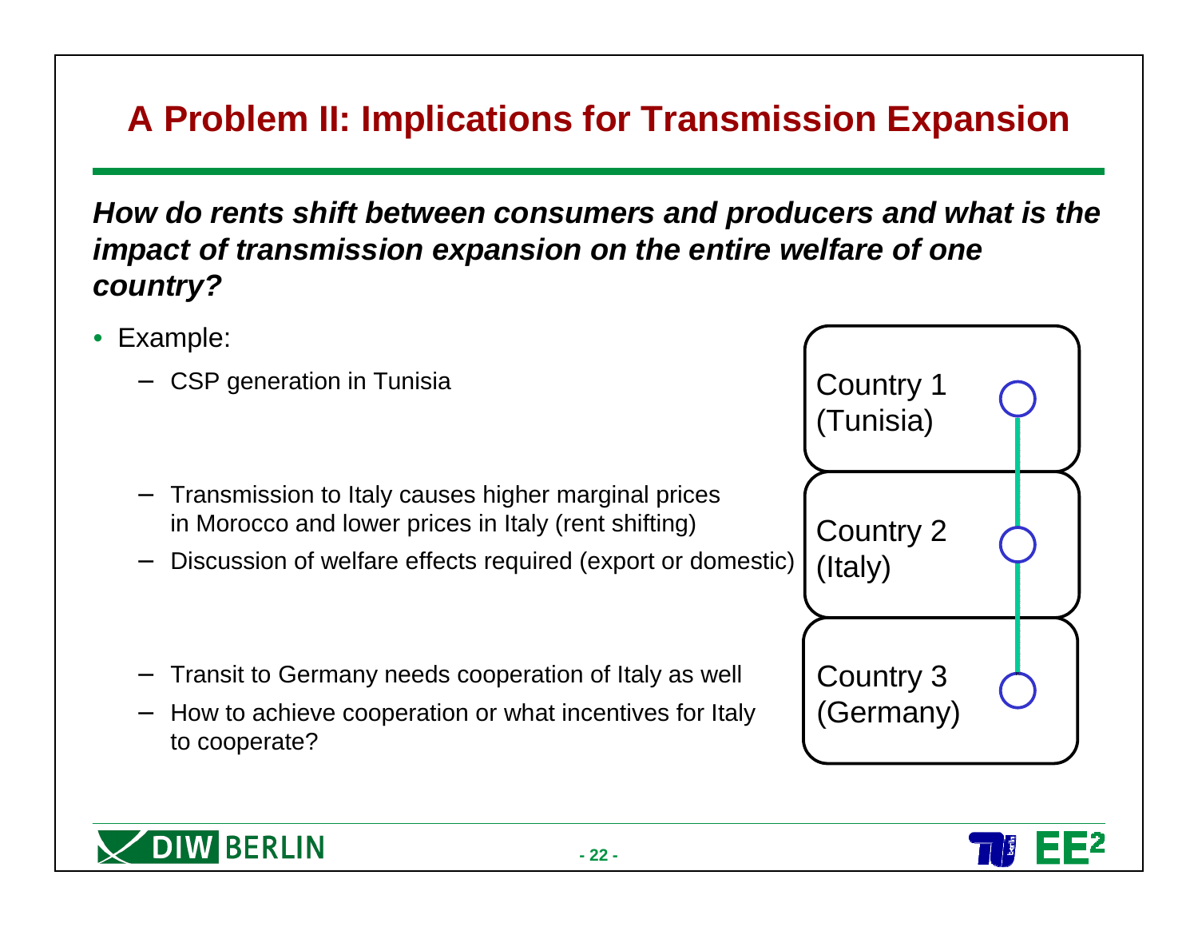# A Problem II: Implications for Transmission Expansion

***How do rents shift between consumers and producers and what is the impact of transmission expansion on the entire welfare of one country?***

- Example:
  - CSP generation in Tunisia
  - Transmission to Italy causes higher marginal prices in Morocco and lower prices in Italy (rent shifting)
  - Discussion of welfare effects required (export or domestic)
  - Transit to Germany needs cooperation of Italy as well
  - How to achieve cooperation or what incentives for Italy to cooperate?

Country 1 (Tunisia)

Country 2 (Italy)

Country 3 (Germany)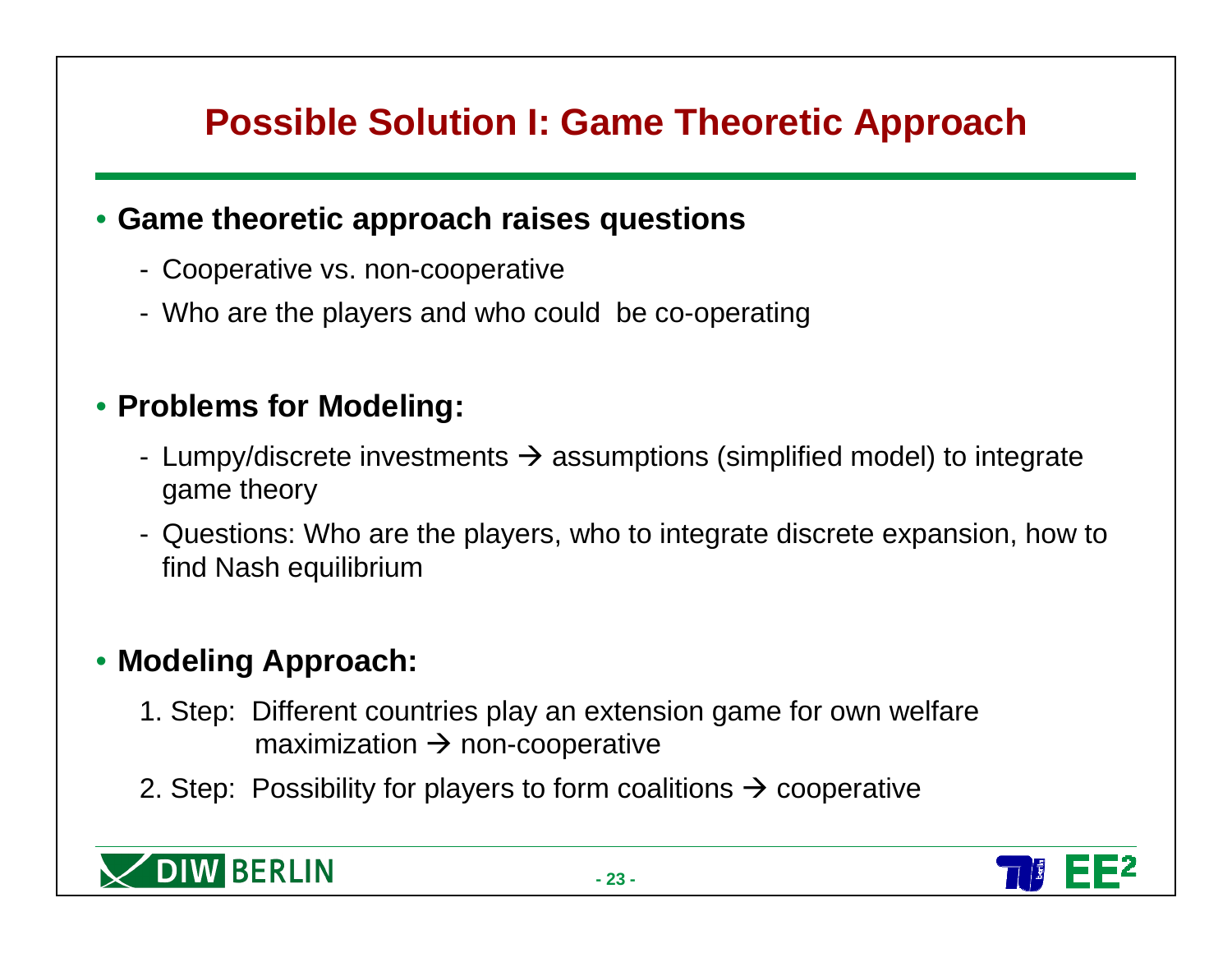# Possible Solution I: Game Theoretic Approach

- **Game theoretic approach raises questions**
  - Cooperative vs. non-cooperative
  - Who are the players and who could be co-operating

- **Problems for Modeling:**
  - Lumpy/discrete investments → assumptions (simplified model) to integrate game theory
  - Questions: Who are the players, who to integrate discrete expansion, how to find Nash equilibrium

- **Modeling Approach:**
  1. Step: Different countries play an extension game for own welfare maximization → non-cooperative
  2. Step: Possibility for players to form coalitions → cooperative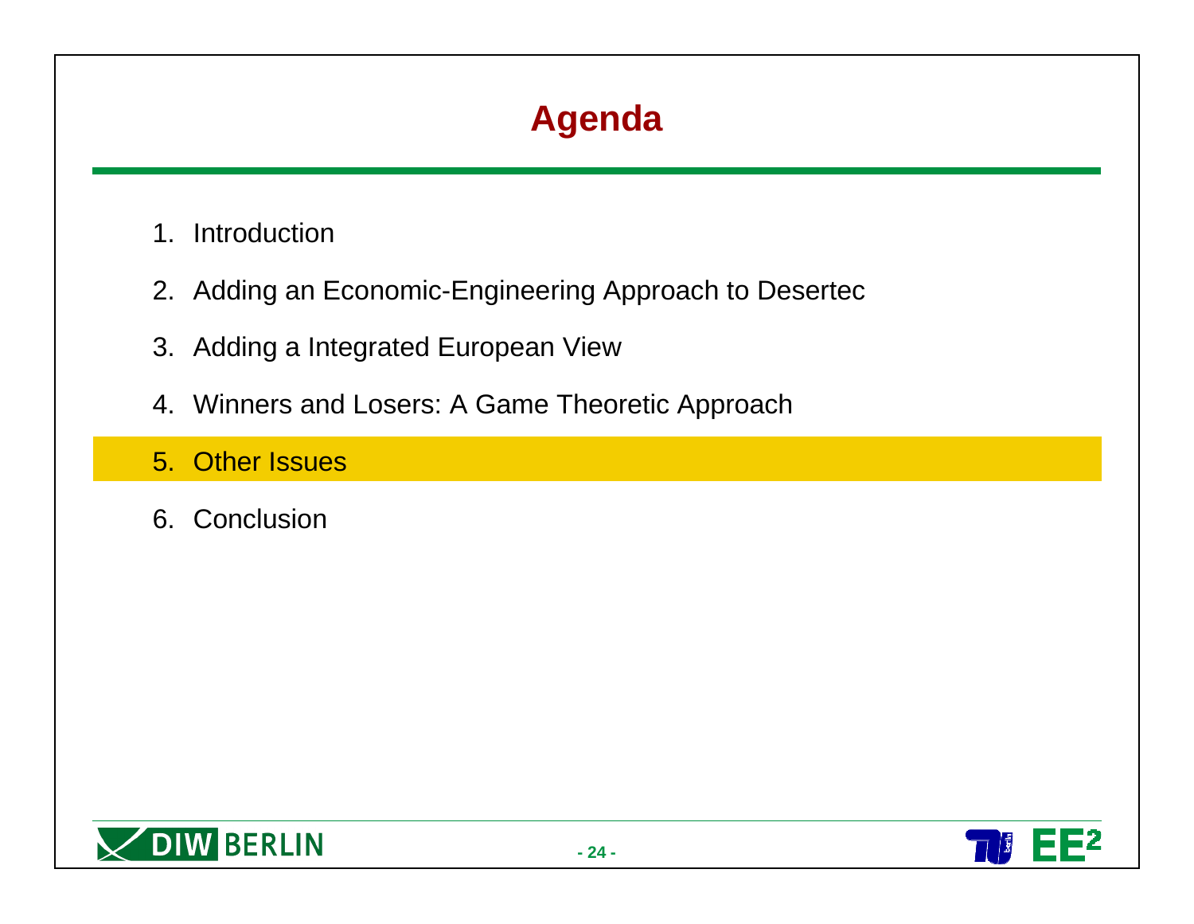# Agenda

1. Introduction
2. Adding an Economic-Engineering Approach to Desertec
3. Adding a Integrated European View
4. Winners and Losers: A Game Theoretic Approach
5. Other Issues
6. Conclusion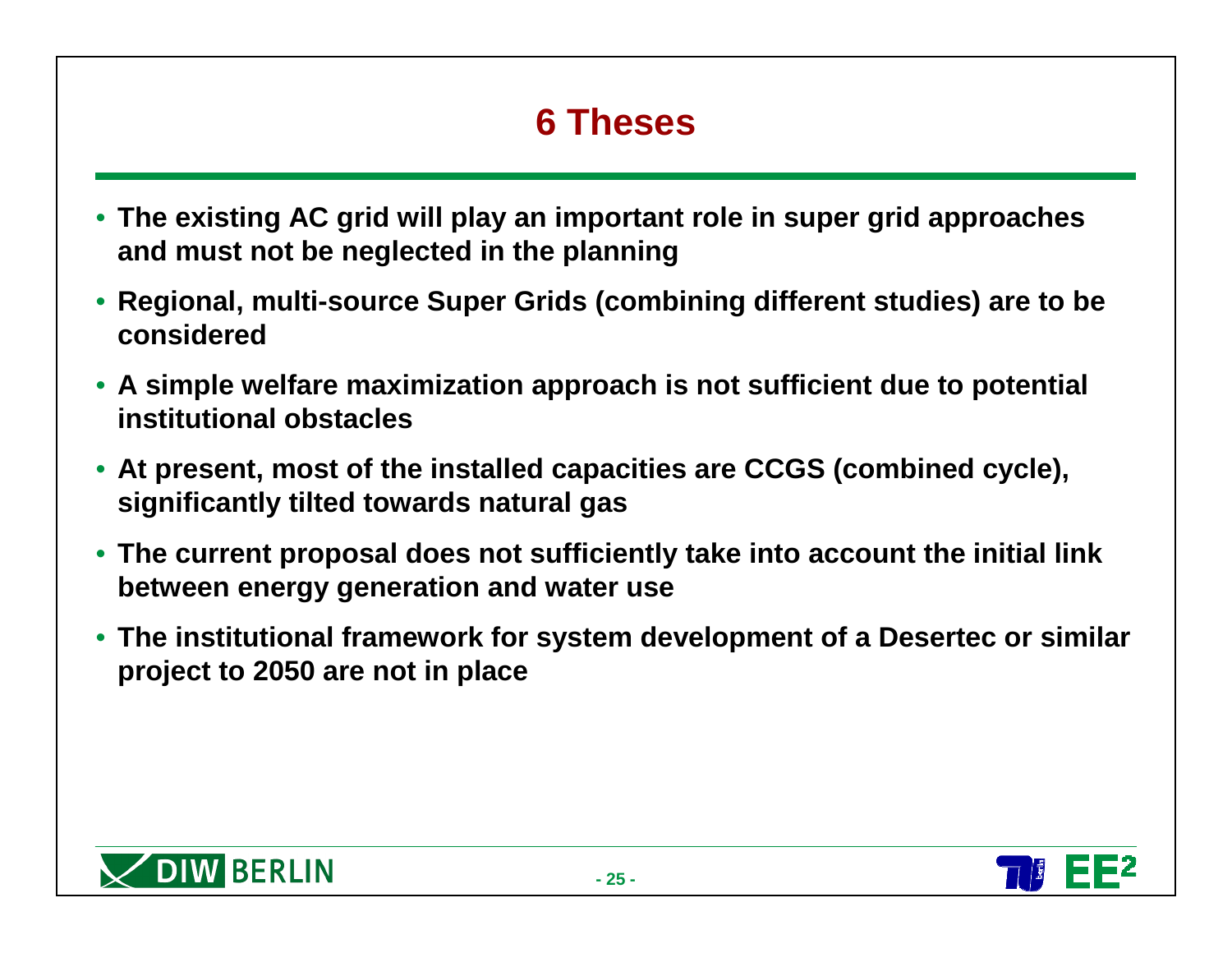# 6 Theses

- **The existing AC grid will play an important role in super grid approaches and must not be neglected in the planning**
- **Regional, multi-source Super Grids (combining different studies) are to be considered**
- **A simple welfare maximization approach is not sufficient due to potential institutional obstacles**
- **At present, most of the installed capacities are CCGS (combined cycle), significantly tilted towards natural gas**
- **The current proposal does not sufficiently take into account the initial link between energy generation and water use**
- **The institutional framework for system development of a Desertec or similar project to 2050 are not in place**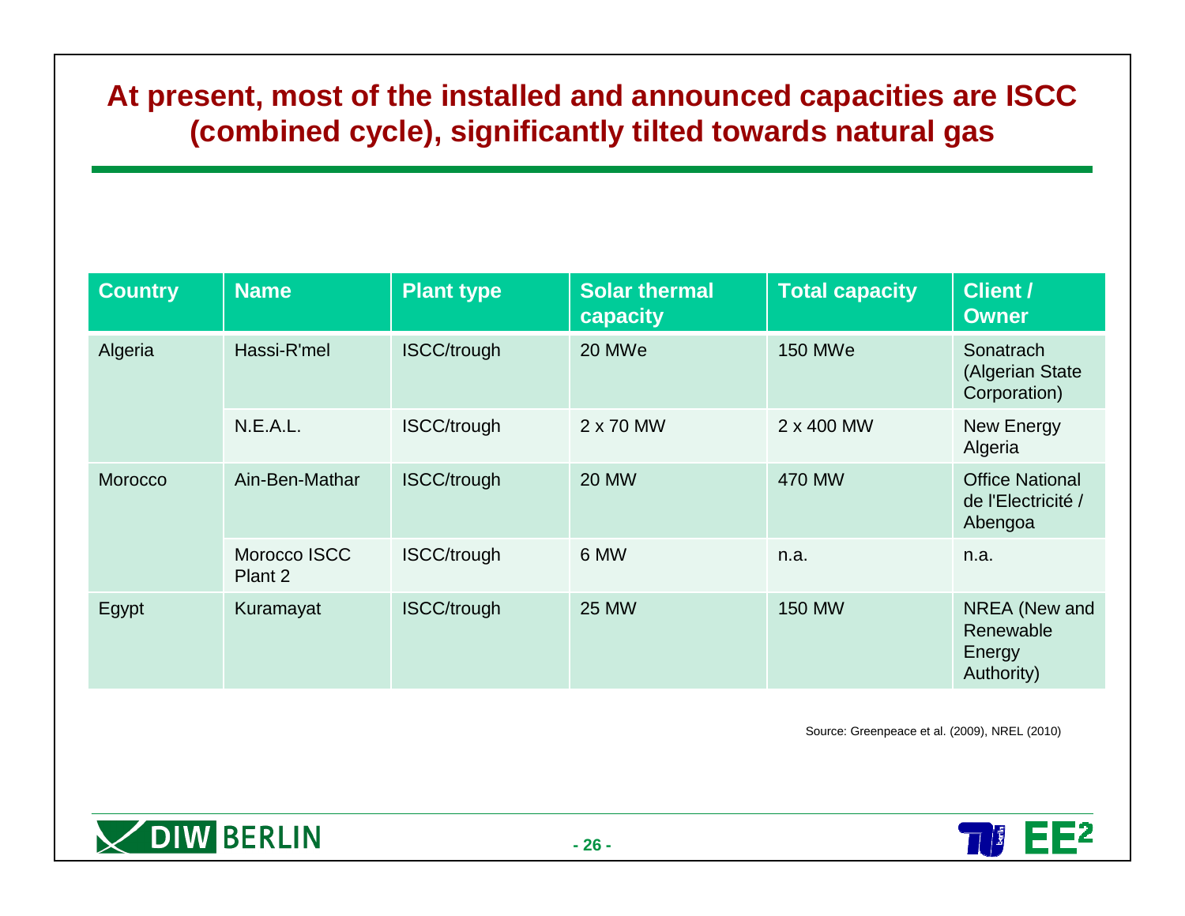# At present, most of the installed and announced capacities are ISCC (combined cycle), significantly tilted towards natural gas

| Country | Name | Plant type | Solar thermal capacity | Total capacity | Client / Owner |
|---|---|---|---|---|---|
| Algeria | Hassi-R'mel | ISCC/trough | 20 MWe | 150 MWe | Sonatrach (Algerian State Corporation) |
| | N.E.A.L. | ISCC/trough | 2 x 70 MW | 2 x 400 MW | New Energy Algeria |
| Morocco | Ain-Ben-Mathar | ISCC/trough | 20 MW | 470 MW | Office National de l'Electricité / Abengoa |
| | Morocco ISCC Plant 2 | ISCC/trough | 6 MW | n.a. | n.a. |
| Egypt | Kuramayat | ISCC/trough | 25 MW | 150 MW | NREA (New and Renewable Energy Authority) |

Source: Greenpeace et al. (2009), NREL (2010)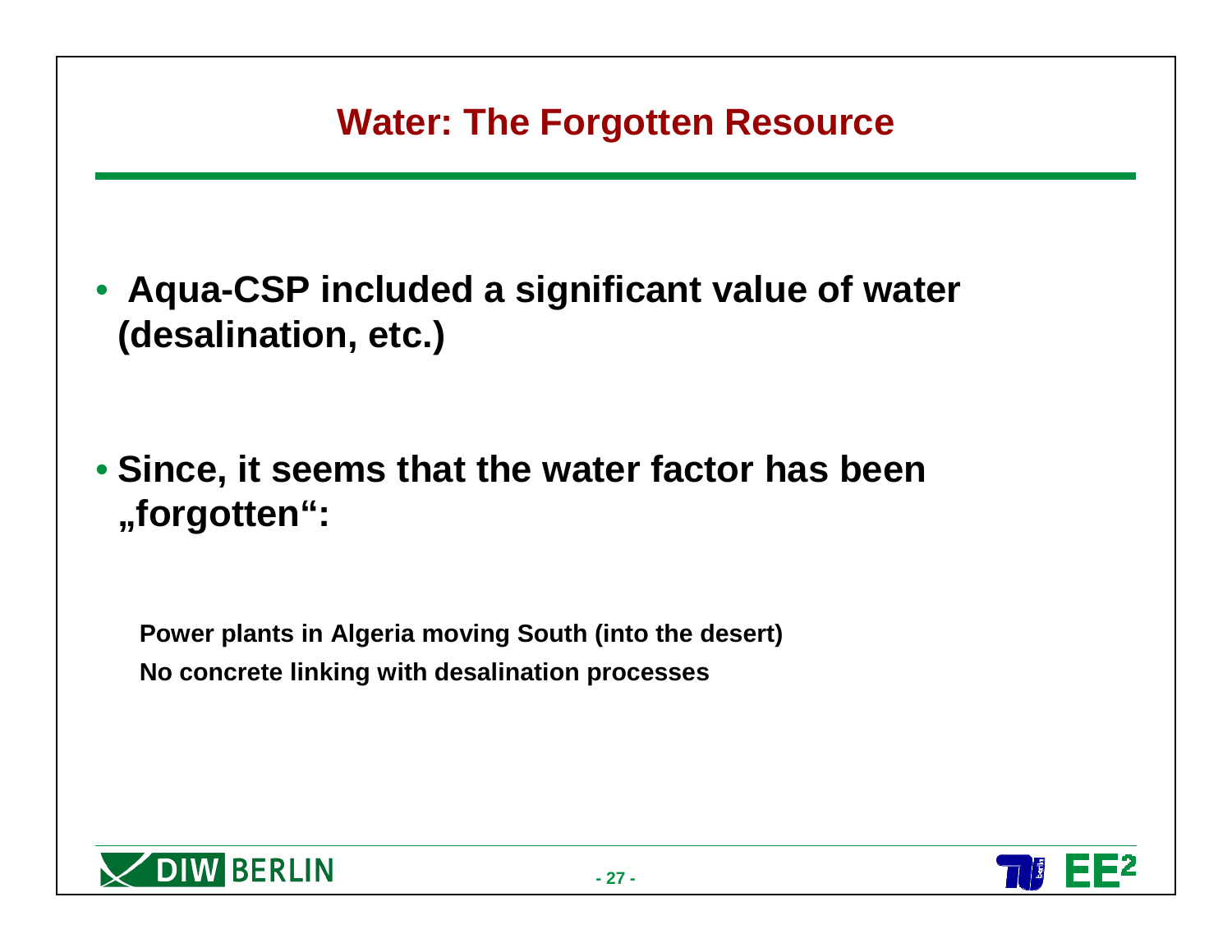# Water: The Forgotten Resource

- **Aqua-CSP included a significant value of water (desalination, etc.)**

- **Since, it seems that the water factor has been „forgotten“:**

  **Power plants in Algeria moving South (into the desert)**
  **No concrete linking with desalination processes**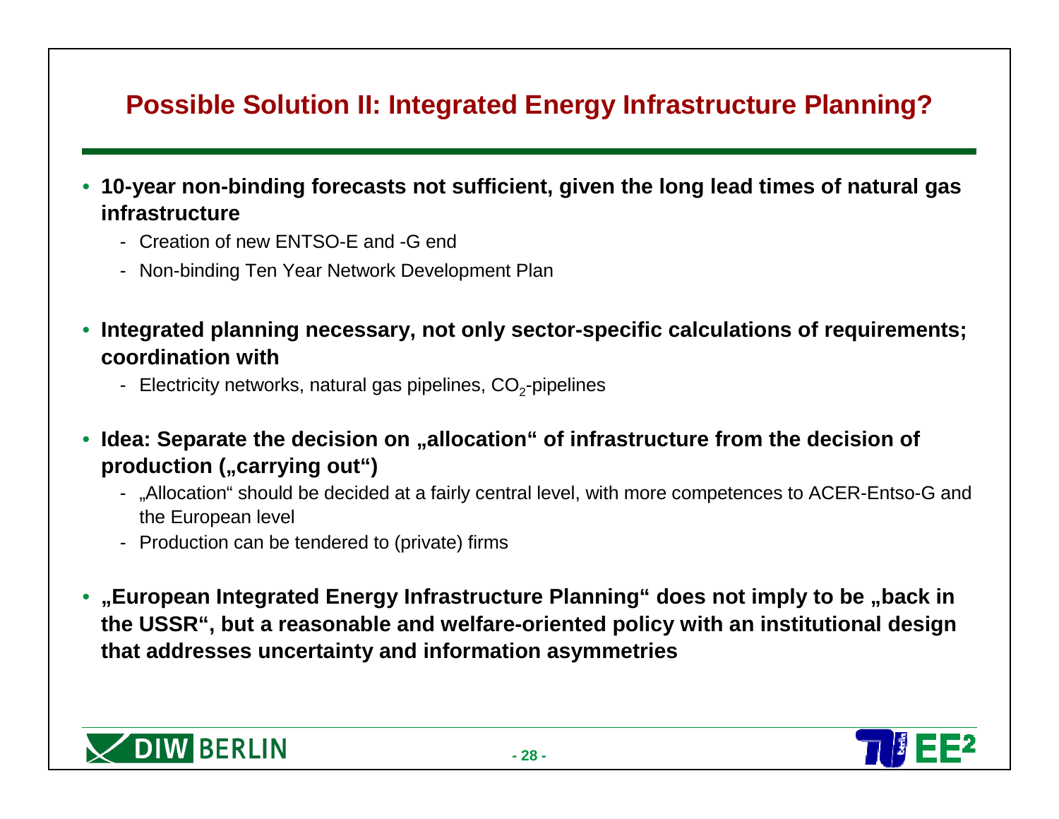# Possible Solution II: Integrated Energy Infrastructure Planning?

- **10-year non-binding forecasts not sufficient, given the long lead times of natural gas infrastructure**
  - Creation of new ENTSO-E and -G end
  - Non-binding Ten Year Network Development Plan
- **Integrated planning necessary, not only sector-specific calculations of requirements; coordination with**
  - Electricity networks, natural gas pipelines, $CO_2$-pipelines
- **Idea: Separate the decision on „allocation“ of infrastructure from the decision of production („carrying out“)**
  - „Allocation“ should be decided at a fairly central level, with more competences to ACER-Entso-G and the European level
  - Production can be tendered to (private) firms
- **„European Integrated Energy Infrastructure Planning“ does not imply to be „back in the USSR“, but a reasonable and welfare-oriented policy with an institutional design that addresses uncertainty and information asymmetries**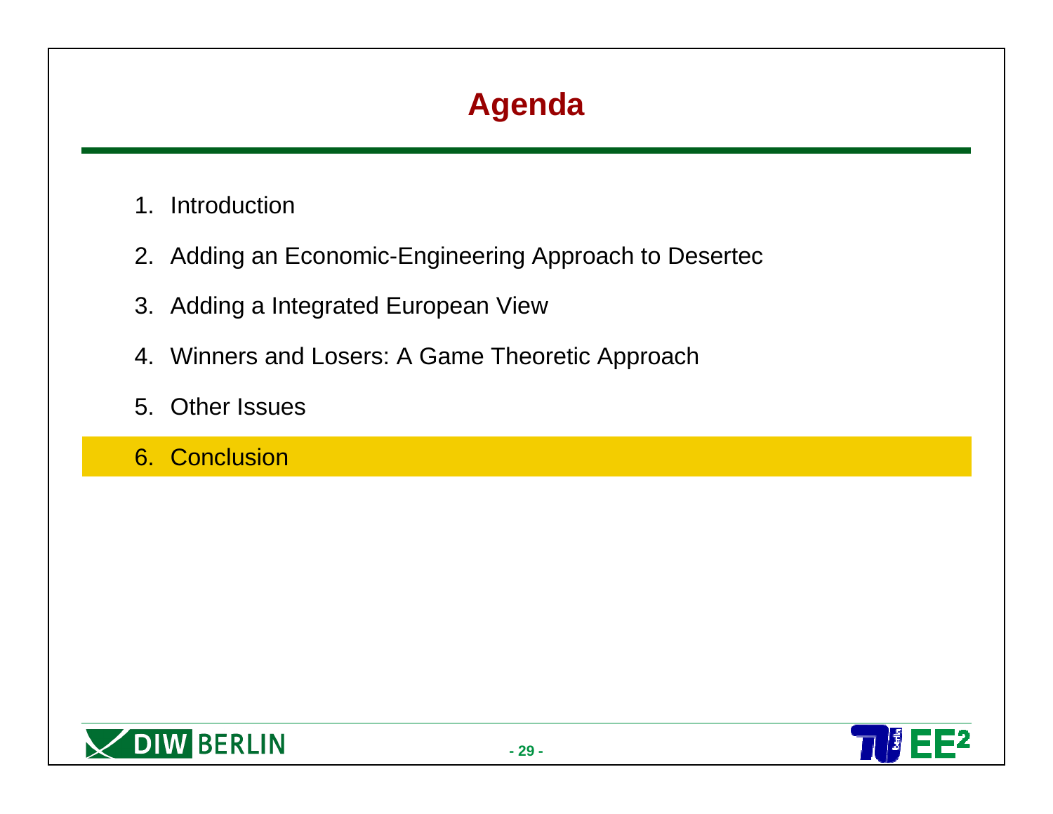# Agenda

1. Introduction
2. Adding an Economic-Engineering Approach to Desertec
3. Adding a Integrated European View
4. Winners and Losers: A Game Theoretic Approach
5. Other Issues
6. Conclusion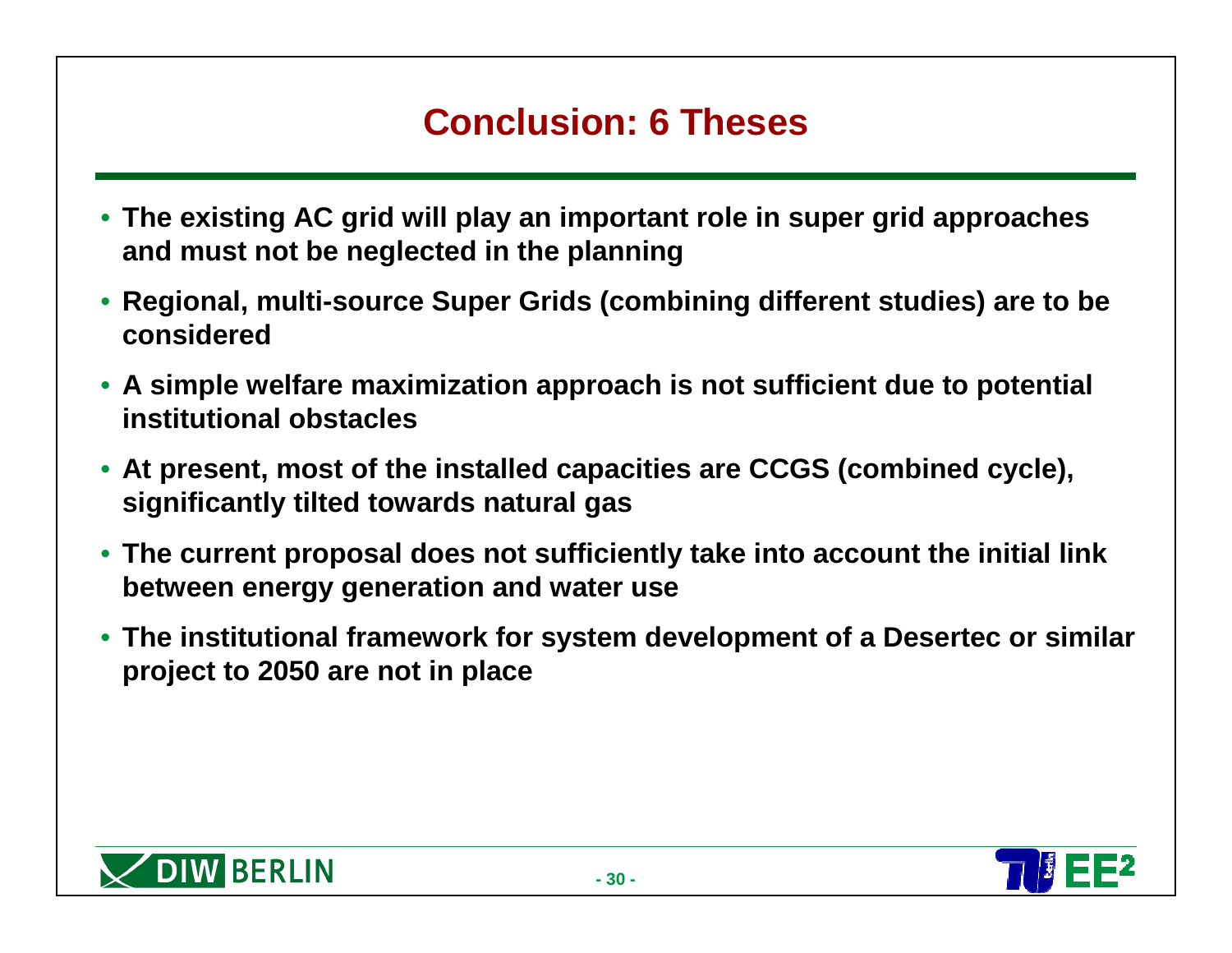# Conclusion: 6 Theses

- **The existing AC grid will play an important role in super grid approaches and must not be neglected in the planning**
- **Regional, multi-source Super Grids (combining different studies) are to be considered**
- **A simple welfare maximization approach is not sufficient due to potential institutional obstacles**
- **At present, most of the installed capacities are CCGS (combined cycle), significantly tilted towards natural gas**
- **The current proposal does not sufficiently take into account the initial link between energy generation and water use**
- **The institutional framework for system development of a Desertec or similar project to 2050 are not in place**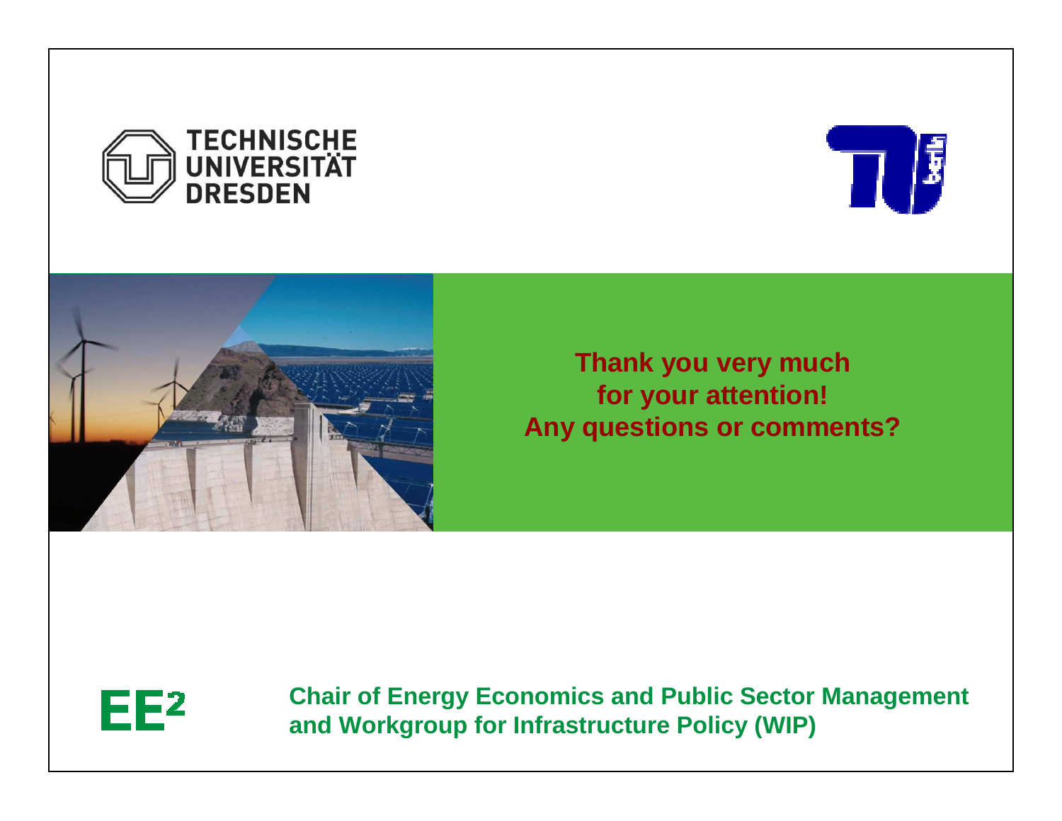TECHNISCHE UNIVERSITÄT DRESDEN

**Thank you very much for your attention!**
**Any questions or comments?**

EE²

**Chair of Energy Economics and Public Sector Management and Workgroup for Infrastructure Policy (WIP)**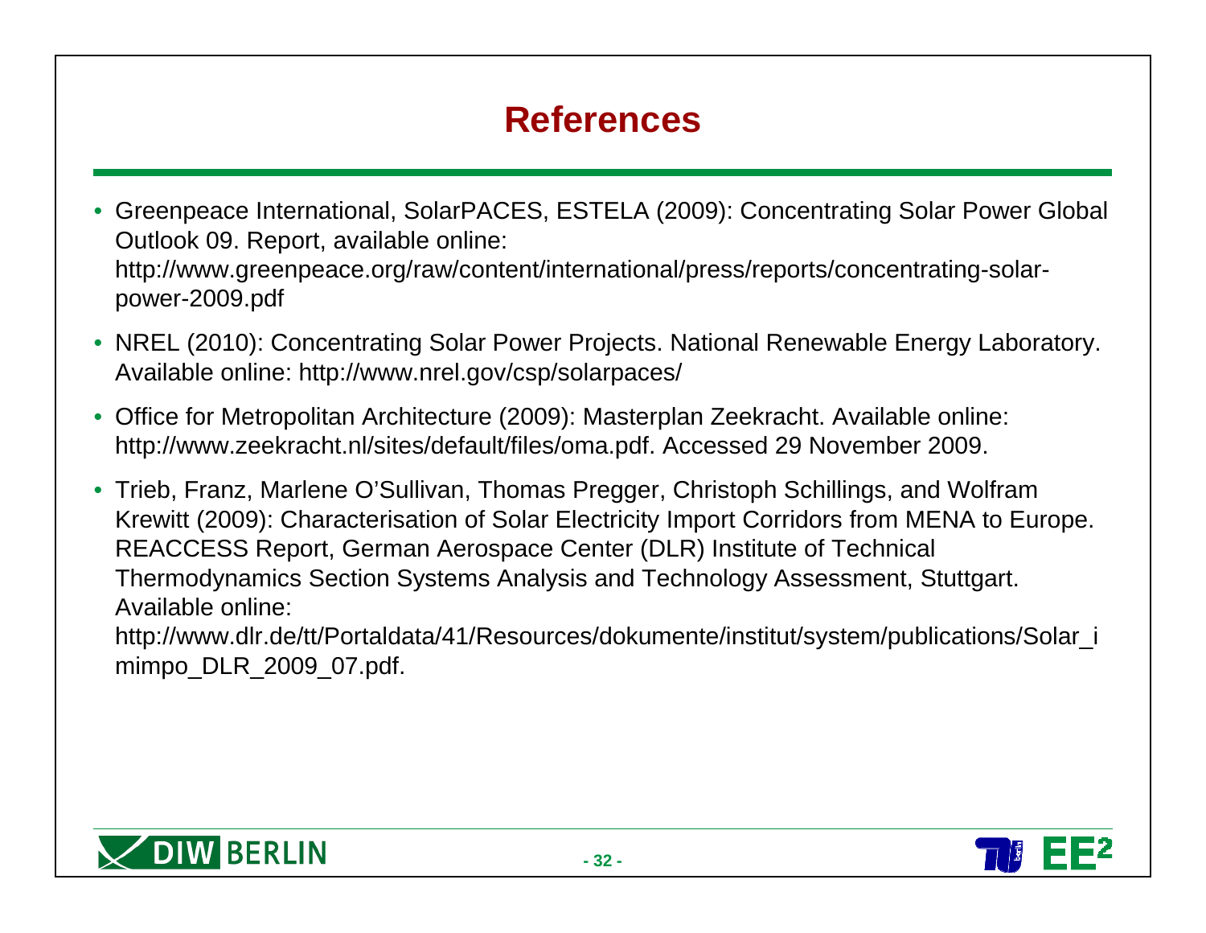# References

- Greenpeace International, SolarPACES, ESTELA (2009): Concentrating Solar Power Global Outlook 09. Report, available online: http://www.greenpeace.org/raw/content/international/press/reports/concentrating-solar-power-2009.pdf
- NREL (2010): Concentrating Solar Power Projects. National Renewable Energy Laboratory. Available online: http://www.nrel.gov/csp/solarpaces/
- Office for Metropolitan Architecture (2009): Masterplan Zeekracht. Available online: http://www.zeekracht.nl/sites/default/files/oma.pdf. Accessed 29 November 2009.
- Trieb, Franz, Marlene O'Sullivan, Thomas Pregger, Christoph Schillings, and Wolfram Krewitt (2009): Characterisation of Solar Electricity Import Corridors from MENA to Europe. REACCESS Report, German Aerospace Center (DLR) Institute of Technical Thermodynamics Section Systems Analysis and Technology Assessment, Stuttgart. Available online: http://www.dlr.de/tt/Portaldata/41/Resources/dokumente/institut/system/publications/Solar_imimpo_DLR_2009_07.pdf.